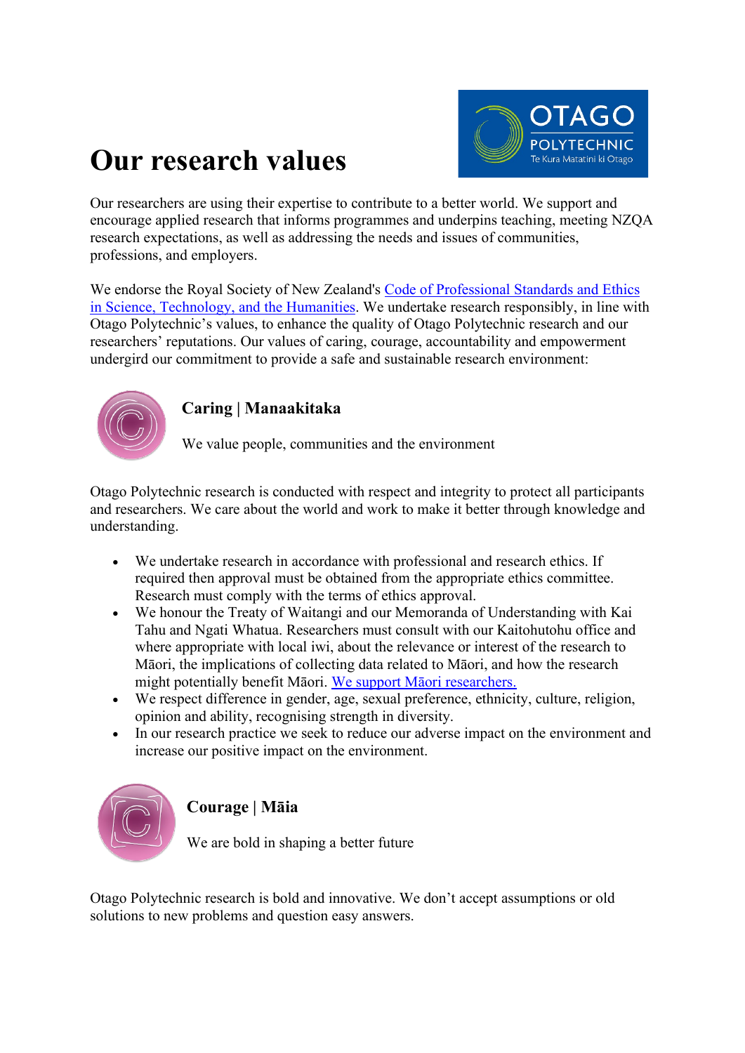# Our research values

Our researchers are using their expertise to contribute to a better world. We support and encourage applied research that informs programmes and underpins teaching, meeting NZQA research expectations, as well as addressing the needs and issues of communities, professions, and employers.

We endorse the Royal Society of New Zealand's [Code of Professional Standards and Ethics in Science, Technology, and the Humanities]. We undertake research responsibly, in line with Otago Polytechnic's values, to enhance the quality of Otago Polytechnic research and our researchers' reputations. Our values of caring, courage, accountability and empowerment undergird our commitment to provide a safe and sustainable research environment:

## Caring | Manaakitaka

We value people, communities and the environment

Otago Polytechnic research is conducted with respect and integrity to protect all participants and researchers. We care about the world and work to make it better through knowledge and understanding.

- We undertake research in accordance with professional and research ethics. If required then approval must be obtained from the appropriate ethics committee. Research must comply with the terms of ethics approval.
- We honour the Treaty of Waitangi and our Memoranda of Understanding with Kai Tahu and Ngati Whatua. Researchers must consult with our Kaitohutohu office and where appropriate with local iwi, about the relevance or interest of the research to Māori, the implications of collecting data related to Māori, and how the research might potentially benefit Māori. [We support Māori researchers.]
- We respect difference in gender, age, sexual preference, ethnicity, culture, religion, opinion and ability, recognising strength in diversity.
- In our research practice we seek to reduce our adverse impact on the environment and increase our positive impact on the environment.

## Courage | Māia

We are bold in shaping a better future

Otago Polytechnic research is bold and innovative. We don't accept assumptions or old solutions to new problems and question easy answers.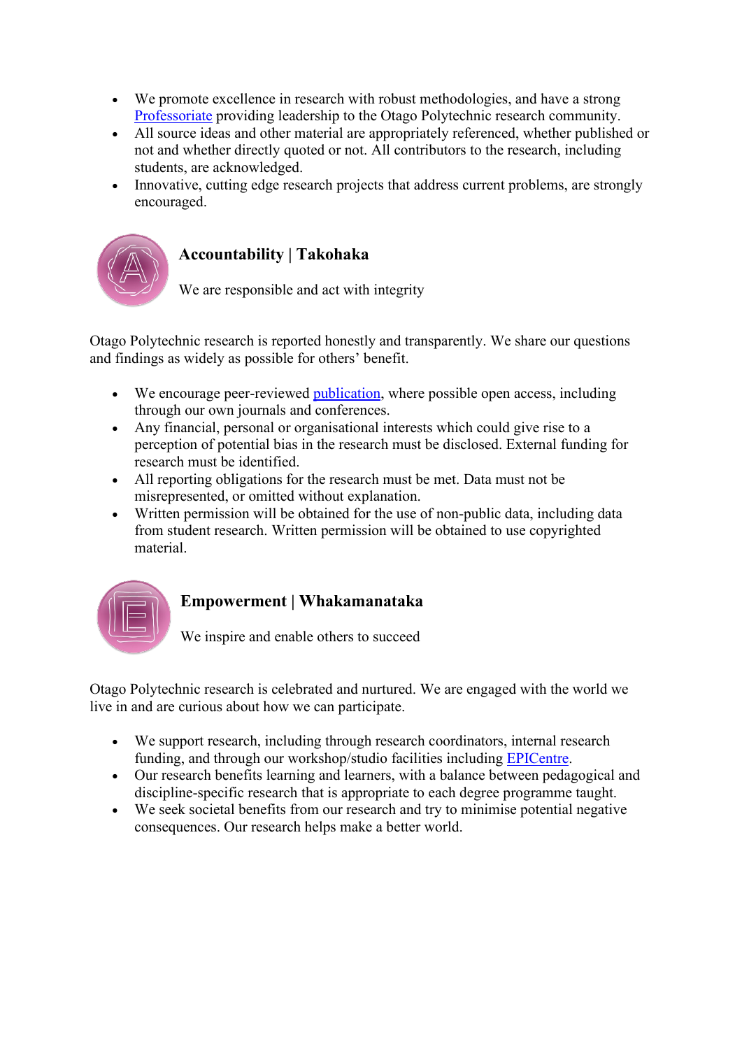- We promote excellence in research with robust methodologies, and have a strong Professoriate providing leadership to the Otago Polytechnic research community.
- All source ideas and other material are appropriately referenced, whether published or not and whether directly quoted or not. All contributors to the research, including students, are acknowledged.
- Innovative, cutting edge research projects that address current problems, are strongly encouraged.

## Accountability | Takohaka

We are responsible and act with integrity

Otago Polytechnic research is reported honestly and transparently. We share our questions and findings as widely as possible for others' benefit.

- We encourage peer-reviewed publication, where possible open access, including through our own journals and conferences.
- Any financial, personal or organisational interests which could give rise to a perception of potential bias in the research must be disclosed. External funding for research must be identified.
- All reporting obligations for the research must be met. Data must not be misrepresented, or omitted without explanation.
- Written permission will be obtained for the use of non-public data, including data from student research. Written permission will be obtained to use copyrighted material.

## Empowerment | Whakamanataka

We inspire and enable others to succeed

Otago Polytechnic research is celebrated and nurtured. We are engaged with the world we live in and are curious about how we can participate.

- We support research, including through research coordinators, internal research funding, and through our workshop/studio facilities including EPICentre.
- Our research benefits learning and learners, with a balance between pedagogical and discipline-specific research that is appropriate to each degree programme taught.
- We seek societal benefits from our research and try to minimise potential negative consequences. Our research helps make a better world.